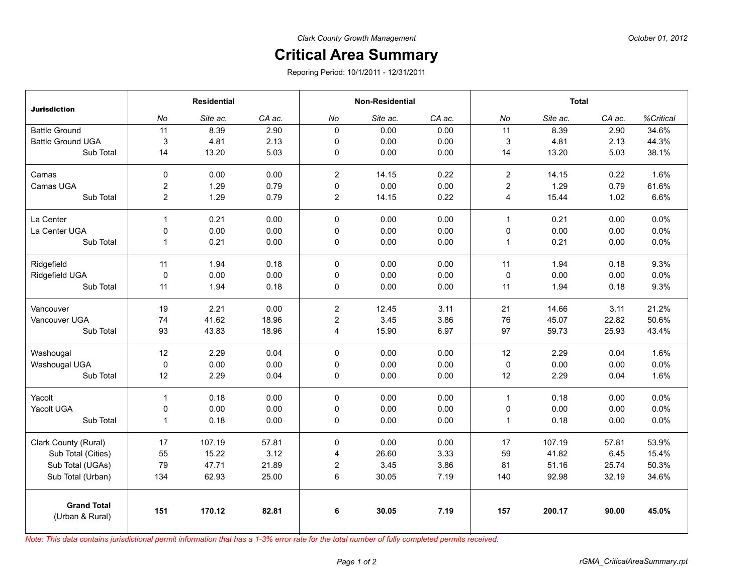*Clark County Growth Management*

*October 01, 2012*

# Critical Area Summary

Reporing Period: 10/1/2011 - 12/31/2011

| Jurisdiction | Residential | | | Non-Residential | | | Total | | | |
|---|---|---|---|---|---|---|---|---|---|---|
| | *No* | *Site ac.* | *CA ac.* | *No* | *Site ac.* | *CA ac.* | *No* | *Site ac.* | *CA ac.* | *%Critical* |
| Battle Ground | 11 | 8.39 | 2.90 | 0 | 0.00 | 0.00 | 11 | 8.39 | 2.90 | 34.6% |
| Battle Ground UGA | 3 | 4.81 | 2.13 | 0 | 0.00 | 0.00 | 3 | 4.81 | 2.13 | 44.3% |
| Sub Total | 14 | 13.20 | 5.03 | 0 | 0.00 | 0.00 | 14 | 13.20 | 5.03 | 38.1% |
| Camas | 0 | 0.00 | 0.00 | 2 | 14.15 | 0.22 | 2 | 14.15 | 0.22 | 1.6% |
| Camas UGA | 2 | 1.29 | 0.79 | 0 | 0.00 | 0.00 | 2 | 1.29 | 0.79 | 61.6% |
| Sub Total | 2 | 1.29 | 0.79 | 2 | 14.15 | 0.22 | 4 | 15.44 | 1.02 | 6.6% |
| La Center | 1 | 0.21 | 0.00 | 0 | 0.00 | 0.00 | 1 | 0.21 | 0.00 | 0.0% |
| La Center UGA | 0 | 0.00 | 0.00 | 0 | 0.00 | 0.00 | 0 | 0.00 | 0.00 | 0.0% |
| Sub Total | 1 | 0.21 | 0.00 | 0 | 0.00 | 0.00 | 1 | 0.21 | 0.00 | 0.0% |
| Ridgefield | 11 | 1.94 | 0.18 | 0 | 0.00 | 0.00 | 11 | 1.94 | 0.18 | 9.3% |
| Ridgefield UGA | 0 | 0.00 | 0.00 | 0 | 0.00 | 0.00 | 0 | 0.00 | 0.00 | 0.0% |
| Sub Total | 11 | 1.94 | 0.18 | 0 | 0.00 | 0.00 | 11 | 1.94 | 0.18 | 9.3% |
| Vancouver | 19 | 2.21 | 0.00 | 2 | 12.45 | 3.11 | 21 | 14.66 | 3.11 | 21.2% |
| Vancouver UGA | 74 | 41.62 | 18.96 | 2 | 3.45 | 3.86 | 76 | 45.07 | 22.82 | 50.6% |
| Sub Total | 93 | 43.83 | 18.96 | 4 | 15.90 | 6.97 | 97 | 59.73 | 25.93 | 43.4% |
| Washougal | 12 | 2.29 | 0.04 | 0 | 0.00 | 0.00 | 12 | 2.29 | 0.04 | 1.6% |
| Washougal UGA | 0 | 0.00 | 0.00 | 0 | 0.00 | 0.00 | 0 | 0.00 | 0.00 | 0.0% |
| Sub Total | 12 | 2.29 | 0.04 | 0 | 0.00 | 0.00 | 12 | 2.29 | 0.04 | 1.6% |
| Yacolt | 1 | 0.18 | 0.00 | 0 | 0.00 | 0.00 | 1 | 0.18 | 0.00 | 0.0% |
| Yacolt UGA | 0 | 0.00 | 0.00 | 0 | 0.00 | 0.00 | 0 | 0.00 | 0.00 | 0.0% |
| Sub Total | 1 | 0.18 | 0.00 | 0 | 0.00 | 0.00 | 1 | 0.18 | 0.00 | 0.0% |
| Clark County (Rural) | 17 | 107.19 | 57.81 | 0 | 0.00 | 0.00 | 17 | 107.19 | 57.81 | 53.9% |
| Sub Total (Cities) | 55 | 15.22 | 3.12 | 4 | 26.60 | 3.33 | 59 | 41.82 | 6.45 | 15.4% |
| Sub Total (UGAs) | 79 | 47.71 | 21.89 | 2 | 3.45 | 3.86 | 81 | 51.16 | 25.74 | 50.3% |
| Sub Total (Urban) | 134 | 62.93 | 25.00 | 6 | 30.05 | 7.19 | 140 | 92.98 | 32.19 | 34.6% |
| **Grand Total** (Urban & Rural) | **151** | **170.12** | **82.81** | **6** | **30.05** | **7.19** | **157** | **200.17** | **90.00** | **45.0%** |

*Note: This data contains jurisdictional permit information that has a 1-3% error rate for the total number of fully completed permits received.*

rGMA_CriticalAreaSummary.rpt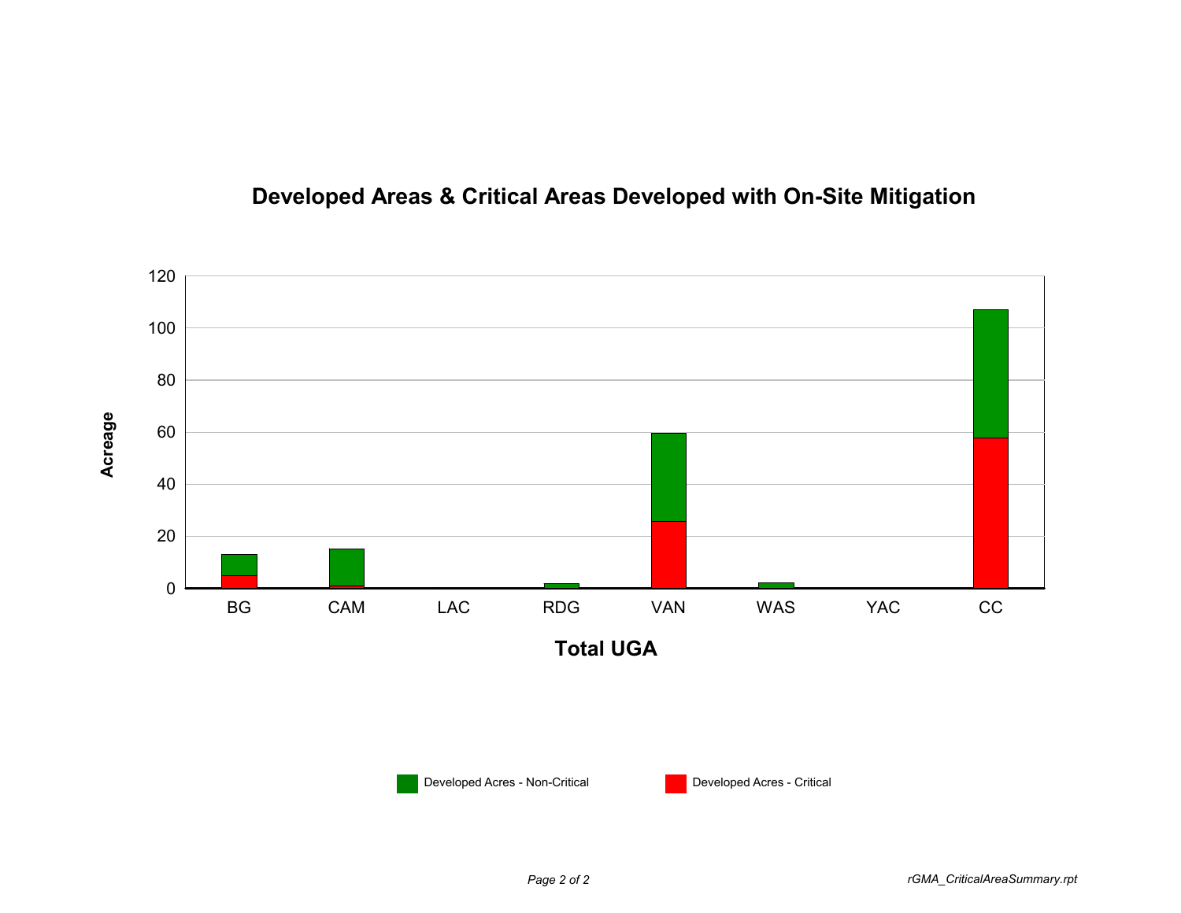# Developed Areas & Critical Areas Developed with On-Site Mitigation

120
100
80
60
40
20
0

Acreage

BG
CAM
LAC
RDG
VAN
WAS
YAC
CC

Total UGA

Developed Acres - Non-Critical
Developed Acres - Critical

*rGMA_CriticalAreaSummary.rpt*